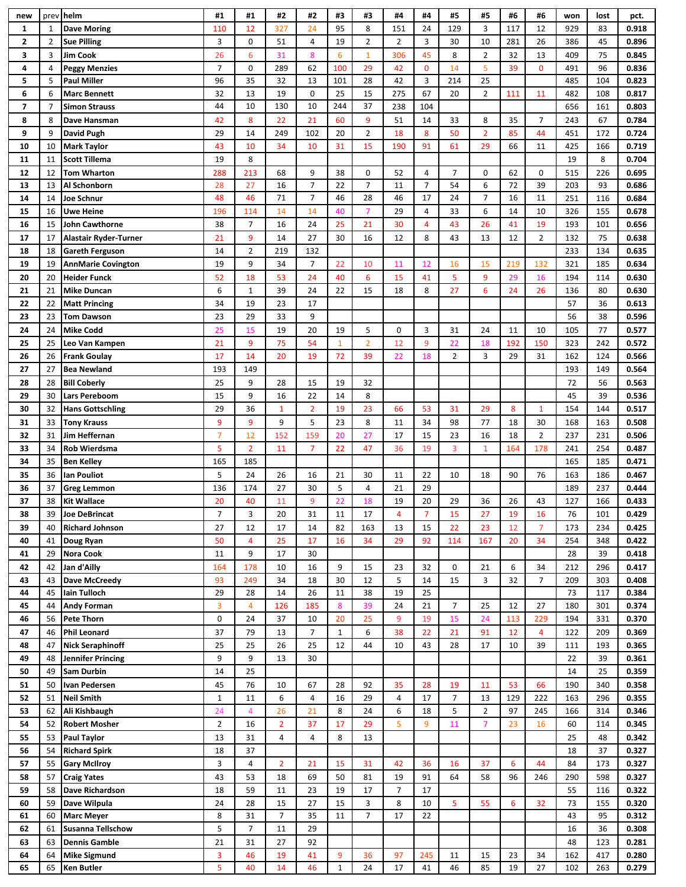| new | prev | helm | #1 | #1 | #2 | #2 | #3 | #3 | #4 | #4 | #5 | #5 | #6 | #6 | won | lost | pct. |
|---|---|---|---|---|---|---|---|---|---|---|---|---|---|---|---|---|---|
| 1 | 1 | Dave Moring | 110 | 12 | 327 | 24 | 95 | 8 | 151 | 24 | 129 | 3 | 117 | 12 | 929 | 83 | 0.918 |
| 2 | 2 | Sue Pilling | 3 | 0 | 51 | 4 | 19 | 2 | 2 | 3 | 30 | 10 | 281 | 26 | 386 | 45 | 0.896 |
| 3 | 3 | Jim Cook | 26 | 6 | 31 | 8 | 6 | 1 | 306 | 45 | 8 | 2 | 32 | 13 | 409 | 75 | 0.845 |
| 4 | 4 | Peggy Menzies | 7 | 0 | 289 | 62 | 100 | 29 | 42 | 0 | 14 | 5 | 39 | 0 | 491 | 96 | 0.836 |
| 5 | 5 | Paul Miller | 96 | 35 | 32 | 13 | 101 | 28 | 42 | 3 | 214 | 25 | | | 485 | 104 | 0.823 |
| 6 | 6 | Marc Bennett | 32 | 13 | 19 | 0 | 25 | 15 | 275 | 67 | 20 | 2 | 111 | 11 | 482 | 108 | 0.817 |
| 7 | 7 | Simon Strauss | 44 | 10 | 130 | 10 | 244 | 37 | 238 | 104 | | | | | 656 | 161 | 0.803 |
| 8 | 8 | Dave Hansman | 42 | 8 | 22 | 21 | 60 | 9 | 51 | 14 | 33 | 8 | 35 | 7 | 243 | 67 | 0.784 |
| 9 | 9 | David Pugh | 29 | 14 | 249 | 102 | 20 | 2 | 18 | 8 | 50 | 2 | 85 | 44 | 451 | 172 | 0.724 |
| 10 | 10 | Mark Taylor | 43 | 10 | 34 | 10 | 31 | 15 | 190 | 91 | 61 | 29 | 66 | 11 | 425 | 166 | 0.719 |
| 11 | 11 | Scott Tillema | 19 | 8 | | | | | | | | | | | 19 | 8 | 0.704 |
| 12 | 12 | Tom Wharton | 288 | 213 | 68 | 9 | 38 | 0 | 52 | 4 | 7 | 0 | 62 | 0 | 515 | 226 | 0.695 |
| 13 | 13 | Al Schonborn | 28 | 27 | 16 | 7 | 22 | 7 | 11 | 7 | 54 | 6 | 72 | 39 | 203 | 93 | 0.686 |
| 14 | 14 | Joe Schnur | 48 | 46 | 71 | 7 | 46 | 28 | 46 | 17 | 24 | 7 | 16 | 11 | 251 | 116 | 0.684 |
| 15 | 16 | Uwe Heine | 196 | 114 | 14 | 14 | 40 | 7 | 29 | 4 | 33 | 6 | 14 | 10 | 326 | 155 | 0.678 |
| 16 | 15 | John Cawthorne | 38 | 7 | 16 | 24 | 25 | 21 | 30 | 4 | 43 | 26 | 41 | 19 | 193 | 101 | 0.656 |
| 17 | 17 | Alastair Ryder-Turner | 21 | 9 | 14 | 27 | 30 | 16 | 12 | 8 | 43 | 13 | 12 | 2 | 132 | 75 | 0.638 |
| 18 | 18 | Gareth Ferguson | 14 | 2 | 219 | 132 | | | | | | | | | 233 | 134 | 0.635 |
| 19 | 19 | AnnMarie Covington | 19 | 9 | 34 | 7 | 22 | 10 | 11 | 12 | 16 | 15 | 219 | 132 | 321 | 185 | 0.634 |
| 20 | 20 | Heider Funck | 52 | 18 | 53 | 24 | 40 | 6 | 15 | 41 | 5 | 9 | 29 | 16 | 194 | 114 | 0.630 |
| 21 | 21 | Mike Duncan | 6 | 1 | 39 | 24 | 22 | 15 | 18 | 8 | 27 | 6 | 24 | 26 | 136 | 80 | 0.630 |
| 22 | 22 | Matt Princing | 34 | 19 | 23 | 17 | | | | | | | | | 57 | 36 | 0.613 |
| 23 | 23 | Tom Dawson | 23 | 29 | 33 | 9 | | | | | | | | | 56 | 38 | 0.596 |
| 24 | 24 | Mike Codd | 25 | 15 | 19 | 20 | 19 | 5 | 0 | 3 | 31 | 24 | 11 | 10 | 105 | 77 | 0.577 |
| 25 | 25 | Leo Van Kampen | 21 | 9 | 75 | 54 | 1 | 2 | 12 | 9 | 22 | 18 | 192 | 150 | 323 | 242 | 0.572 |
| 26 | 26 | Frank Goulay | 17 | 14 | 20 | 19 | 72 | 39 | 22 | 18 | 2 | 3 | 29 | 31 | 162 | 124 | 0.566 |
| 27 | 27 | Bea Newland | 193 | 149 | | | | | | | | | | | 193 | 149 | 0.564 |
| 28 | 28 | Bill Coberly | 25 | 9 | 28 | 15 | 19 | 32 | | | | | | | 72 | 56 | 0.563 |
| 29 | 30 | Lars Pereboom | 15 | 9 | 16 | 22 | 14 | 8 | | | | | | | 45 | 39 | 0.536 |
| 30 | 32 | Hans Gottschling | 29 | 36 | 1 | 2 | 19 | 23 | 66 | 53 | 31 | 29 | 8 | 1 | 154 | 144 | 0.517 |
| 31 | 33 | Tony Krauss | 9 | 9 | 9 | 5 | 23 | 8 | 11 | 34 | 98 | 77 | 18 | 30 | 168 | 163 | 0.508 |
| 32 | 31 | Jim Heffernan | 7 | 12 | 152 | 159 | 20 | 27 | 17 | 15 | 23 | 16 | 18 | 2 | 237 | 231 | 0.506 |
| 33 | 34 | Rob Wierdsma | 5 | 2 | 11 | 7 | 22 | 47 | 36 | 19 | 3 | 1 | 164 | 178 | 241 | 254 | 0.487 |
| 34 | 35 | Ben Kelley | 165 | 185 | | | | | | | | | | | 165 | 185 | 0.471 |
| 35 | 36 | Ian Pouliot | 5 | 24 | 26 | 16 | 21 | 30 | 11 | 22 | 10 | 18 | 90 | 76 | 163 | 186 | 0.467 |
| 36 | 37 | Greg Lemmon | 136 | 174 | 27 | 30 | 5 | 4 | 21 | 29 | | | | | 189 | 237 | 0.444 |
| 37 | 38 | Kit Wallace | 20 | 40 | 11 | 9 | 22 | 18 | 19 | 20 | 29 | 36 | 26 | 43 | 127 | 166 | 0.433 |
| 38 | 39 | Joe DeBrincat | 7 | 3 | 20 | 31 | 11 | 17 | 4 | 7 | 15 | 27 | 19 | 16 | 76 | 101 | 0.429 |
| 39 | 40 | Richard Johnson | 27 | 12 | 17 | 14 | 82 | 163 | 13 | 15 | 22 | 23 | 12 | 7 | 173 | 234 | 0.425 |
| 40 | 41 | Doug Ryan | 50 | 4 | 25 | 17 | 16 | 34 | 29 | 92 | 114 | 167 | 20 | 34 | 254 | 348 | 0.422 |
| 41 | 29 | Nora Cook | 11 | 9 | 17 | 30 | | | | | | | | | 28 | 39 | 0.418 |
| 42 | 42 | Jan d'Ailly | 164 | 178 | 10 | 16 | 9 | 15 | 23 | 32 | 0 | 21 | 6 | 34 | 212 | 296 | 0.417 |
| 43 | 43 | Dave McCreedy | 93 | 249 | 34 | 18 | 30 | 12 | 5 | 14 | 15 | 3 | 32 | 7 | 209 | 303 | 0.408 |
| 44 | 45 | Iain Tulloch | 29 | 28 | 14 | 26 | 11 | 38 | 19 | 25 | | | | | 73 | 117 | 0.384 |
| 45 | 44 | Andy Forman | 3 | 4 | 126 | 185 | 8 | 39 | 24 | 21 | 7 | 25 | 12 | 27 | 180 | 301 | 0.374 |
| 46 | 56 | Pete Thorn | 0 | 24 | 37 | 10 | 20 | 25 | 9 | 19 | 15 | 24 | 113 | 229 | 194 | 331 | 0.370 |
| 47 | 46 | Phil Leonard | 37 | 79 | 13 | 7 | 1 | 6 | 38 | 22 | 21 | 91 | 12 | 4 | 122 | 209 | 0.369 |
| 48 | 47 | Nick Seraphinoff | 25 | 25 | 26 | 25 | 12 | 44 | 10 | 43 | 28 | 17 | 10 | 39 | 111 | 193 | 0.365 |
| 49 | 48 | Jennifer Princing | 9 | 9 | 13 | 30 | | | | | | | | | 22 | 39 | 0.361 |
| 50 | 49 | Sam Durbin | 14 | 25 | | | | | | | | | | | 14 | 25 | 0.359 |
| 51 | 50 | Ivan Pedersen | 45 | 76 | 10 | 67 | 28 | 92 | 35 | 28 | 19 | 11 | 53 | 66 | 190 | 340 | 0.358 |
| 52 | 51 | Neil Smith | 1 | 11 | 6 | 4 | 16 | 29 | 4 | 17 | 7 | 13 | 129 | 222 | 163 | 296 | 0.355 |
| 53 | 62 | Ali Kishbaugh | 24 | 4 | 26 | 21 | 8 | 24 | 6 | 18 | 5 | 2 | 97 | 245 | 166 | 314 | 0.346 |
| 54 | 52 | Robert Mosher | 2 | 16 | 2 | 37 | 17 | 29 | 5 | 9 | 11 | 7 | 23 | 16 | 60 | 114 | 0.345 |
| 55 | 53 | Paul Taylor | 13 | 31 | 4 | 4 | 8 | 13 | | | | | | | 25 | 48 | 0.342 |
| 56 | 54 | Richard Spirk | 18 | 37 | | | | | | | | | | | 18 | 37 | 0.327 |
| 57 | 55 | Gary McIlroy | 3 | 4 | 2 | 21 | 15 | 31 | 42 | 36 | 16 | 37 | 6 | 44 | 84 | 173 | 0.327 |
| 58 | 57 | Craig Yates | 43 | 53 | 18 | 69 | 50 | 81 | 19 | 91 | 64 | 58 | 96 | 246 | 290 | 598 | 0.327 |
| 59 | 58 | Dave Richardson | 18 | 59 | 11 | 23 | 19 | 17 | 7 | 17 | | | | | 55 | 116 | 0.322 |
| 60 | 59 | Dave Wilpula | 24 | 28 | 15 | 27 | 15 | 3 | 8 | 10 | 5 | 55 | 6 | 32 | 73 | 155 | 0.320 |
| 61 | 60 | Marc Meyer | 8 | 31 | 7 | 35 | 11 | 7 | 17 | 22 | | | | | 43 | 95 | 0.312 |
| 62 | 61 | Susanna Tellschow | 5 | 7 | 11 | 29 | | | | | | | | | 16 | 36 | 0.308 |
| 63 | 63 | Dennis Gamble | 21 | 31 | 27 | 92 | | | | | | | | | 48 | 123 | 0.281 |
| 64 | 64 | Mike Sigmund | 3 | 46 | 19 | 41 | 9 | 36 | 97 | 245 | 11 | 15 | 23 | 34 | 162 | 417 | 0.280 |
| 65 | 65 | Ken Butler | 5 | 40 | 14 | 46 | 1 | 24 | 17 | 41 | 46 | 85 | 19 | 27 | 102 | 263 | 0.279 |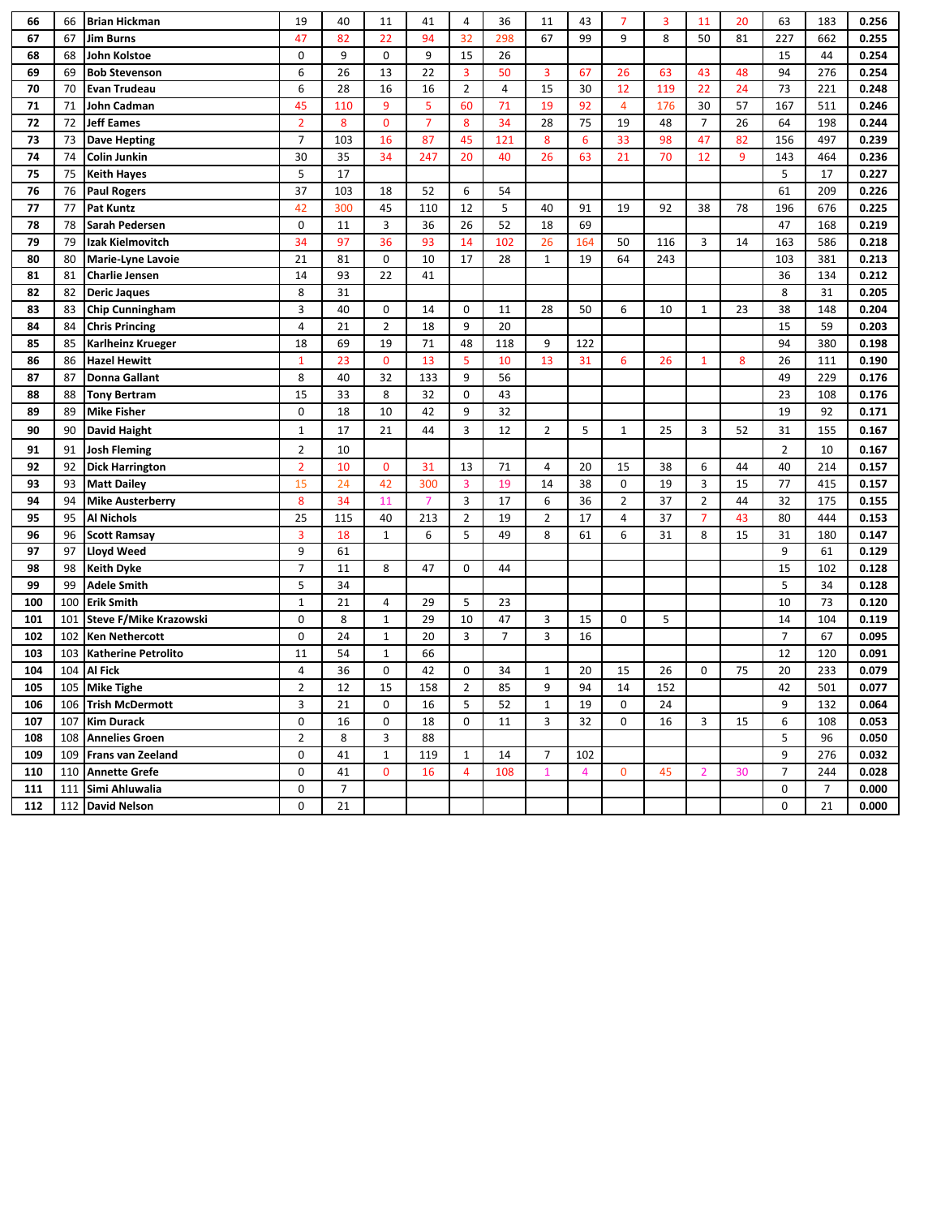| | | | | | | | | | | | | | | | | | |
|---|---|---|---|---|---|---|---|---|---|---|---|---|---|---|---|---|---|
| 66 | 66 | Brian Hickman | 19 | 40 | 11 | 41 | 4 | 36 | 11 | 43 | 7 | 3 | 11 | 20 | 63 | 183 | 0.256 |
| 67 | 67 | Jim Burns | 47 | 82 | 22 | 94 | 32 | 298 | 67 | 99 | 9 | 8 | 50 | 81 | 227 | 662 | 0.255 |
| 68 | 68 | John Kolstoe | 0 | 9 | 0 | 9 | 15 | 26 | | | | | | | 15 | 44 | 0.254 |
| 69 | 69 | Bob Stevenson | 6 | 26 | 13 | 22 | 3 | 50 | 3 | 67 | 26 | 63 | 43 | 48 | 94 | 276 | 0.254 |
| 70 | 70 | Evan Trudeau | 6 | 28 | 16 | 16 | 2 | 4 | 15 | 30 | 12 | 119 | 22 | 24 | 73 | 221 | 0.248 |
| 71 | 71 | John Cadman | 45 | 110 | 9 | 5 | 60 | 71 | 19 | 92 | 4 | 176 | 30 | 57 | 167 | 511 | 0.246 |
| 72 | 72 | Jeff Eames | 2 | 8 | 0 | 7 | 8 | 34 | 28 | 75 | 19 | 48 | 7 | 26 | 64 | 198 | 0.244 |
| 73 | 73 | Dave Hepting | 7 | 103 | 16 | 87 | 45 | 121 | 8 | 6 | 33 | 98 | 47 | 82 | 156 | 497 | 0.239 |
| 74 | 74 | Colin Junkin | 30 | 35 | 34 | 247 | 20 | 40 | 26 | 63 | 21 | 70 | 12 | 9 | 143 | 464 | 0.236 |
| 75 | 75 | Keith Hayes | 5 | 17 | | | | | | | | | | | 5 | 17 | 0.227 |
| 76 | 76 | Paul Rogers | 37 | 103 | 18 | 52 | 6 | 54 | | | | | | | 61 | 209 | 0.226 |
| 77 | 77 | Pat Kuntz | 42 | 300 | 45 | 110 | 12 | 5 | 40 | 91 | 19 | 92 | 38 | 78 | 196 | 676 | 0.225 |
| 78 | 78 | Sarah Pedersen | 0 | 11 | 3 | 36 | 26 | 52 | 18 | 69 | | | | | 47 | 168 | 0.219 |
| 79 | 79 | Izak Kielmovitch | 34 | 97 | 36 | 93 | 14 | 102 | 26 | 164 | 50 | 116 | 3 | 14 | 163 | 586 | 0.218 |
| 80 | 80 | Marie-Lyne Lavoie | 21 | 81 | 0 | 10 | 17 | 28 | 1 | 19 | 64 | 243 | | | 103 | 381 | 0.213 |
| 81 | 81 | Charlie Jensen | 14 | 93 | 22 | 41 | | | | | | | | | 36 | 134 | 0.212 |
| 82 | 82 | Deric Jaques | 8 | 31 | | | | | | | | | | | 8 | 31 | 0.205 |
| 83 | 83 | Chip Cunningham | 3 | 40 | 0 | 14 | 0 | 11 | 28 | 50 | 6 | 10 | 1 | 23 | 38 | 148 | 0.204 |
| 84 | 84 | Chris Princing | 4 | 21 | 2 | 18 | 9 | 20 | | | | | | | 15 | 59 | 0.203 |
| 85 | 85 | Karlheinz Krueger | 18 | 69 | 19 | 71 | 48 | 118 | 9 | 122 | | | | | 94 | 380 | 0.198 |
| 86 | 86 | Hazel Hewitt | 1 | 23 | 0 | 13 | 5 | 10 | 13 | 31 | 6 | 26 | 1 | 8 | 26 | 111 | 0.190 |
| 87 | 87 | Donna Gallant | 8 | 40 | 32 | 133 | 9 | 56 | | | | | | | 49 | 229 | 0.176 |
| 88 | 88 | Tony Bertram | 15 | 33 | 8 | 32 | 0 | 43 | | | | | | | 23 | 108 | 0.176 |
| 89 | 89 | Mike Fisher | 0 | 18 | 10 | 42 | 9 | 32 | | | | | | | 19 | 92 | 0.171 |
| 90 | 90 | David Haight | 1 | 17 | 21 | 44 | 3 | 12 | 2 | 5 | 1 | 25 | 3 | 52 | 31 | 155 | 0.167 |
| 91 | 91 | Josh Fleming | 2 | 10 | | | | | | | | | | | 2 | 10 | 0.167 |
| 92 | 92 | Dick Harrington | 2 | 10 | 0 | 31 | 13 | 71 | 4 | 20 | 15 | 38 | 6 | 44 | 40 | 214 | 0.157 |
| 93 | 93 | Matt Dailey | 15 | 24 | 42 | 300 | 3 | 19 | 14 | 38 | 0 | 19 | 3 | 15 | 77 | 415 | 0.157 |
| 94 | 94 | Mike Austerberry | 8 | 34 | 11 | 7 | 3 | 17 | 6 | 36 | 2 | 37 | 2 | 44 | 32 | 175 | 0.155 |
| 95 | 95 | Al Nichols | 25 | 115 | 40 | 213 | 2 | 19 | 2 | 17 | 4 | 37 | 7 | 43 | 80 | 444 | 0.153 |
| 96 | 96 | Scott Ramsay | 3 | 18 | 1 | 6 | 5 | 49 | 8 | 61 | 6 | 31 | 8 | 15 | 31 | 180 | 0.147 |
| 97 | 97 | Lloyd Weed | 9 | 61 | | | | | | | | | | | 9 | 61 | 0.129 |
| 98 | 98 | Keith Dyke | 7 | 11 | 8 | 47 | 0 | 44 | | | | | | | 15 | 102 | 0.128 |
| 99 | 99 | Adele Smith | 5 | 34 | | | | | | | | | | | 5 | 34 | 0.128 |
| 100 | 100 | Erik Smith | 1 | 21 | 4 | 29 | 5 | 23 | | | | | | | 10 | 73 | 0.120 |
| 101 | 101 | Steve F/Mike Krazowski | 0 | 8 | 1 | 29 | 10 | 47 | 3 | 15 | 0 | 5 | | | 14 | 104 | 0.119 |
| 102 | 102 | Ken Nethercott | 0 | 24 | 1 | 20 | 3 | 7 | 3 | 16 | | | | | 7 | 67 | 0.095 |
| 103 | 103 | Katherine Petrolito | 11 | 54 | 1 | 66 | | | | | | | | | 12 | 120 | 0.091 |
| 104 | 104 | Al Fick | 4 | 36 | 0 | 42 | 0 | 34 | 1 | 20 | 15 | 26 | 0 | 75 | 20 | 233 | 0.079 |
| 105 | 105 | Mike Tighe | 2 | 12 | 15 | 158 | 2 | 85 | 9 | 94 | 14 | 152 | | | 42 | 501 | 0.077 |
| 106 | 106 | Trish McDermott | 3 | 21 | 0 | 16 | 5 | 52 | 1 | 19 | 0 | 24 | | | 9 | 132 | 0.064 |
| 107 | 107 | Kim Durack | 0 | 16 | 0 | 18 | 0 | 11 | 3 | 32 | 0 | 16 | 3 | 15 | 6 | 108 | 0.053 |
| 108 | 108 | Annelies Groen | 2 | 8 | 3 | 88 | | | | | | | | | 5 | 96 | 0.050 |
| 109 | 109 | Frans van Zeeland | 0 | 41 | 1 | 119 | 1 | 14 | 7 | 102 | | | | | 9 | 276 | 0.032 |
| 110 | 110 | Annette Grefe | 0 | 41 | 0 | 16 | 4 | 108 | 1 | 4 | 0 | 45 | 2 | 30 | 7 | 244 | 0.028 |
| 111 | 111 | Simi Ahluwalia | 0 | 7 | | | | | | | | | | | 0 | 7 | 0.000 |
| 112 | 112 | David Nelson | 0 | 21 | | | | | | | | | | | 0 | 21 | 0.000 |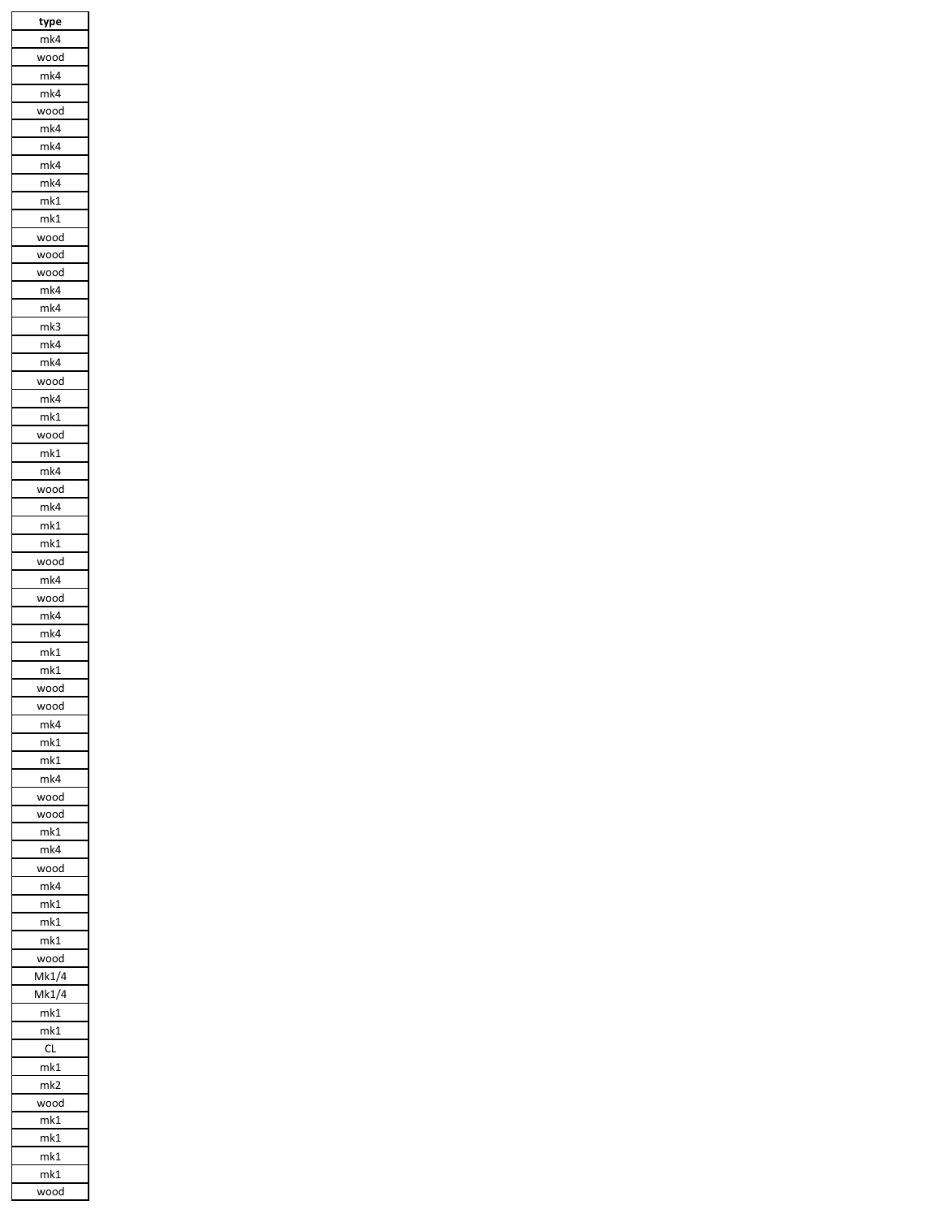| type |
| --- |
| mk4 |
| wood |
| mk4 |
| mk4 |
| wood |
| mk4 |
| mk4 |
| mk4 |
| mk4 |
| mk1 |
| mk1 |
| wood |
| wood |
| wood |
| mk4 |
| mk4 |
| mk3 |
| mk4 |
| mk4 |
| wood |
| mk4 |
| mk1 |
| wood |
| mk1 |
| mk4 |
| wood |
| mk4 |
| mk1 |
| mk1 |
| wood |
| mk4 |
| wood |
| mk4 |
| mk4 |
| mk1 |
| mk1 |
| wood |
| wood |
| mk4 |
| mk1 |
| mk1 |
| mk4 |
| wood |
| wood |
| mk1 |
| mk4 |
| wood |
| mk4 |
| mk1 |
| mk1 |
| mk1 |
| wood |
| Mk1/4 |
| Mk1/4 |
| mk1 |
| mk1 |
| CL |
| mk1 |
| mk2 |
| wood |
| mk1 |
| mk1 |
| mk1 |
| mk1 |
| wood |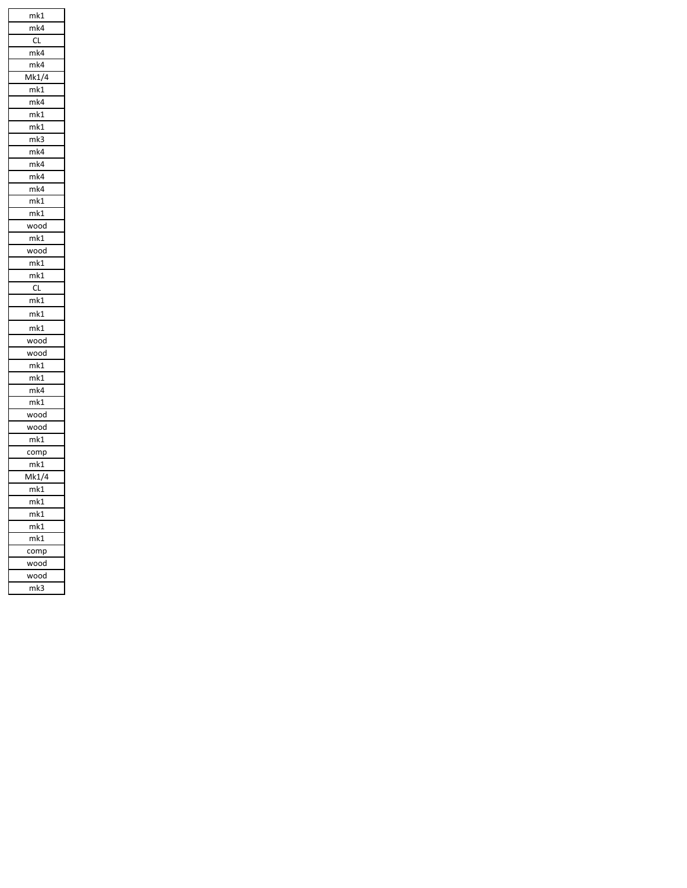| |
|---|
| mk1 |
| mk4 |
| CL |
| mk4 |
| mk4 |
| Mk1/4 |
| mk1 |
| mk4 |
| mk1 |
| mk1 |
| mk3 |
| mk4 |
| mk4 |
| mk4 |
| mk4 |
| mk1 |
| mk1 |
| wood |
| mk1 |
| wood |
| mk1 |
| mk1 |
| CL |
| mk1 |
| mk1 |
| mk1 |
| wood |
| wood |
| mk1 |
| mk1 |
| mk4 |
| mk1 |
| wood |
| wood |
| mk1 |
| comp |
| mk1 |
| Mk1/4 |
| mk1 |
| mk1 |
| mk1 |
| mk1 |
| mk1 |
| comp |
| wood |
| wood |
| mk3 |